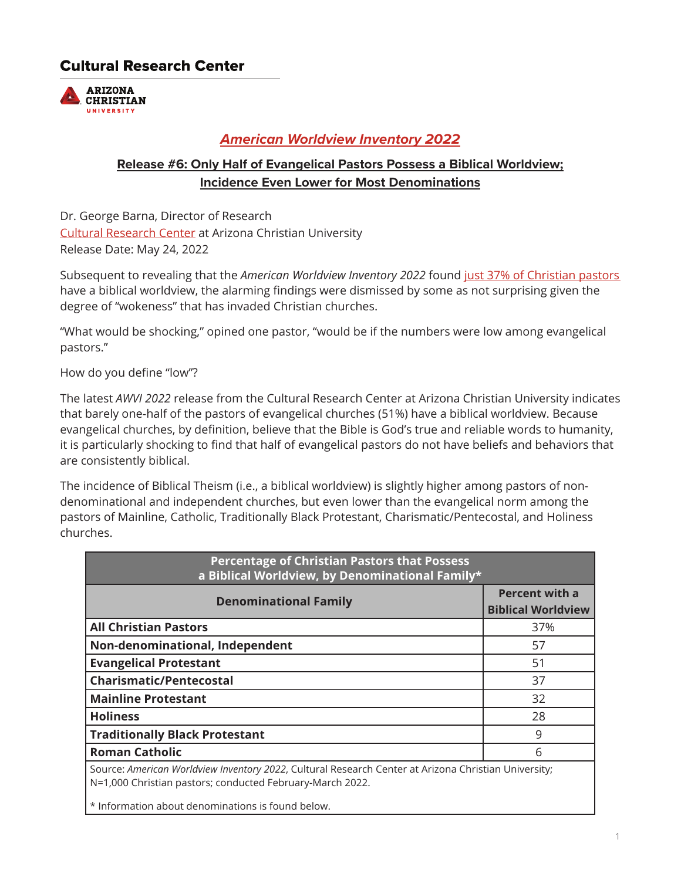**Cultural Research Center**

ARIZONA CHRISTIAN UNIVERSITY

## *American Worldview Inventory 2022*

### Release #6: Only Half of Evangelical Pastors Possess a Biblical Worldview; Incidence Even Lower for Most Denominations

Dr. George Barna, Director of Research
Cultural Research Center at Arizona Christian University
Release Date: May 24, 2022

Subsequent to revealing that the *American Worldview Inventory 2022* found just 37% of Christian pastors have a biblical worldview, the alarming findings were dismissed by some as not surprising given the degree of "wokeness" that has invaded Christian churches.

"What would be shocking," opined one pastor, "would be if the numbers were low among evangelical pastors."

How do you define "low"?

The latest *AWVI 2022* release from the Cultural Research Center at Arizona Christian University indicates that barely one-half of the pastors of evangelical churches (51%) have a biblical worldview. Because evangelical churches, by definition, believe that the Bible is God's true and reliable words to humanity, it is particularly shocking to find that half of evangelical pastors do not have beliefs and behaviors that are consistently biblical.

The incidence of Biblical Theism (i.e., a biblical worldview) is slightly higher among pastors of non-denominational and independent churches, but even lower than the evangelical norm among the pastors of Mainline, Catholic, Traditionally Black Protestant, Charismatic/Pentecostal, and Holiness churches.

| Percentage of Christian Pastors that Possess a Biblical Worldview, by Denominational Family* | |
|---|---|
| **Denominational Family** | **Percent with a Biblical Worldview** |
| **All Christian Pastors** | 37% |
| **Non-denominational, Independent** | 57 |
| **Evangelical Protestant** | 51 |
| **Charismatic/Pentecostal** | 37 |
| **Mainline Protestant** | 32 |
| **Holiness** | 28 |
| **Traditionally Black Protestant** | 9 |
| **Roman Catholic** | 6 |

Source: *American Worldview Inventory 2022*, Cultural Research Center at Arizona Christian University; N=1,000 Christian pastors; conducted February-March 2022.

* Information about denominations is found below.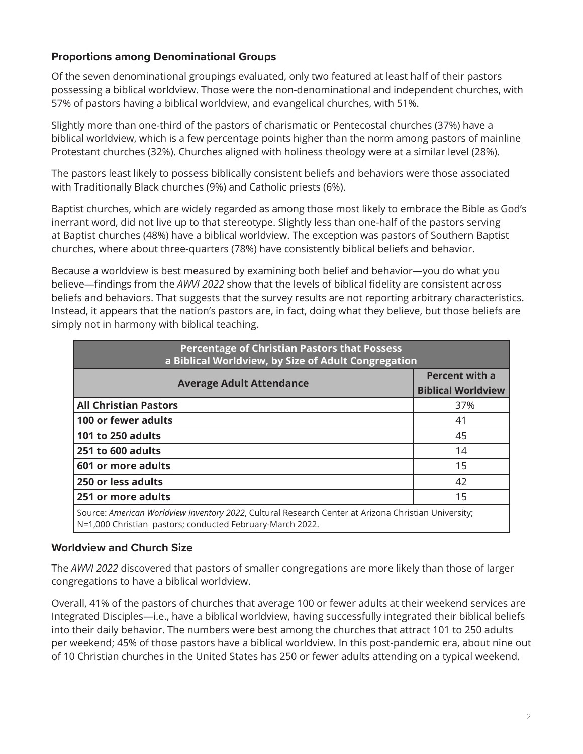### Proportions among Denominational Groups

Of the seven denominational groupings evaluated, only two featured at least half of their pastors possessing a biblical worldview. Those were the non-denominational and independent churches, with 57% of pastors having a biblical worldview, and evangelical churches, with 51%.

Slightly more than one-third of the pastors of charismatic or Pentecostal churches (37%) have a biblical worldview, which is a few percentage points higher than the norm among pastors of mainline Protestant churches (32%). Churches aligned with holiness theology were at a similar level (28%).

The pastors least likely to possess biblically consistent beliefs and behaviors were those associated with Traditionally Black churches (9%) and Catholic priests (6%).

Baptist churches, which are widely regarded as among those most likely to embrace the Bible as God's inerrant word, did not live up to that stereotype. Slightly less than one-half of the pastors serving at Baptist churches (48%) have a biblical worldview. The exception was pastors of Southern Baptist churches, where about three-quarters (78%) have consistently biblical beliefs and behavior.

Because a worldview is best measured by examining both belief and behavior—you do what you believe—findings from the *AWVI 2022* show that the levels of biblical fidelity are consistent across beliefs and behaviors. That suggests that the survey results are not reporting arbitrary characteristics. Instead, it appears that the nation's pastors are, in fact, doing what they believe, but those beliefs are simply not in harmony with biblical teaching.

**Percentage of Christian Pastors that Possess a Biblical Worldview, by Size of Adult Congregation**

| Average Adult Attendance | Percent with a Biblical Worldview |
|---|---|
| **All Christian Pastors** | 37% |
| **100 or fewer adults** | 41 |
| **101 to 250 adults** | 45 |
| **251 to 600 adults** | 14 |
| **601 or more adults** | 15 |
| **250 or less adults** | 42 |
| **251 or more adults** | 15 |

Source: *American Worldview Inventory 2022*, Cultural Research Center at Arizona Christian University; N=1,000 Christian pastors; conducted February-March 2022.

### Worldview and Church Size

The *AWVI 2022* discovered that pastors of smaller congregations are more likely than those of larger congregations to have a biblical worldview.

Overall, 41% of the pastors of churches that average 100 or fewer adults at their weekend services are Integrated Disciples—i.e., have a biblical worldview, having successfully integrated their biblical beliefs into their daily behavior. The numbers were best among the churches that attract 101 to 250 adults per weekend; 45% of those pastors have a biblical worldview. In this post-pandemic era, about nine out of 10 Christian churches in the United States has 250 or fewer adults attending on a typical weekend.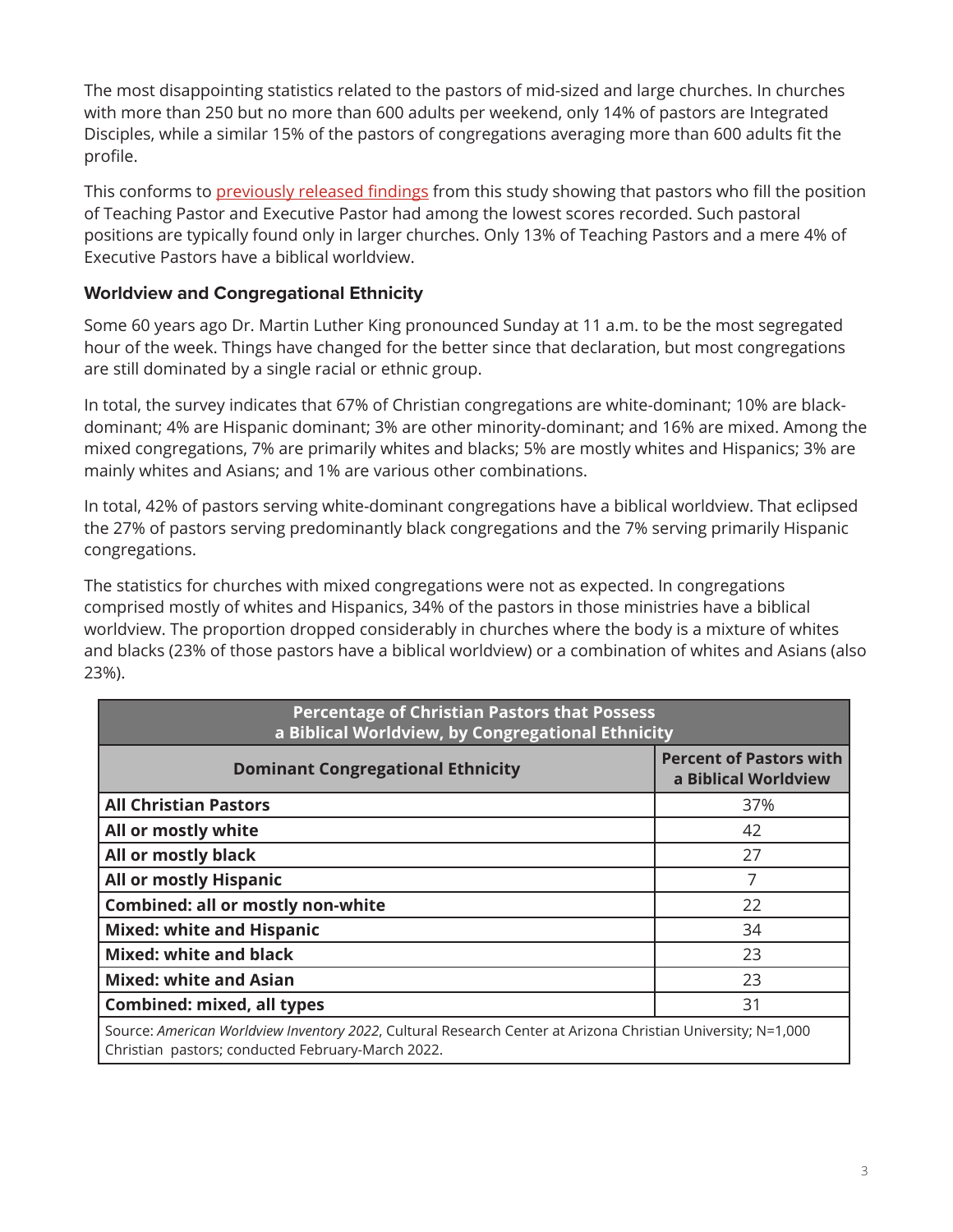The most disappointing statistics related to the pastors of mid-sized and large churches. In churches with more than 250 but no more than 600 adults per weekend, only 14% of pastors are Integrated Disciples, while a similar 15% of the pastors of congregations averaging more than 600 adults fit the profile.

This conforms to previously released findings from this study showing that pastors who fill the position of Teaching Pastor and Executive Pastor had among the lowest scores recorded. Such pastoral positions are typically found only in larger churches. Only 13% of Teaching Pastors and a mere 4% of Executive Pastors have a biblical worldview.

### Worldview and Congregational Ethnicity

Some 60 years ago Dr. Martin Luther King pronounced Sunday at 11 a.m. to be the most segregated hour of the week. Things have changed for the better since that declaration, but most congregations are still dominated by a single racial or ethnic group.

In total, the survey indicates that 67% of Christian congregations are white-dominant; 10% are black-dominant; 4% are Hispanic dominant; 3% are other minority-dominant; and 16% are mixed. Among the mixed congregations, 7% are primarily whites and blacks; 5% are mostly whites and Hispanics; 3% are mainly whites and Asians; and 1% are various other combinations.

In total, 42% of pastors serving white-dominant congregations have a biblical worldview. That eclipsed the 27% of pastors serving predominantly black congregations and the 7% serving primarily Hispanic congregations.

The statistics for churches with mixed congregations were not as expected. In congregations comprised mostly of whites and Hispanics, 34% of the pastors in those ministries have a biblical worldview. The proportion dropped considerably in churches where the body is a mixture of whites and blacks (23% of those pastors have a biblical worldview) or a combination of whites and Asians (also 23%).

**Percentage of Christian Pastors that Possess a Biblical Worldview, by Congregational Ethnicity**

| Dominant Congregational Ethnicity | Percent of Pastors with a Biblical Worldview |
|---|---|
| **All Christian Pastors** | 37% |
| **All or mostly white** | 42 |
| **All or mostly black** | 27 |
| **All or mostly Hispanic** | 7 |
| **Combined: all or mostly non-white** | 22 |
| **Mixed: white and Hispanic** | 34 |
| **Mixed: white and black** | 23 |
| **Mixed: white and Asian** | 23 |
| **Combined: mixed, all types** | 31 |

Source: *American Worldview Inventory 2022*, Cultural Research Center at Arizona Christian University; N=1,000 Christian pastors; conducted February-March 2022.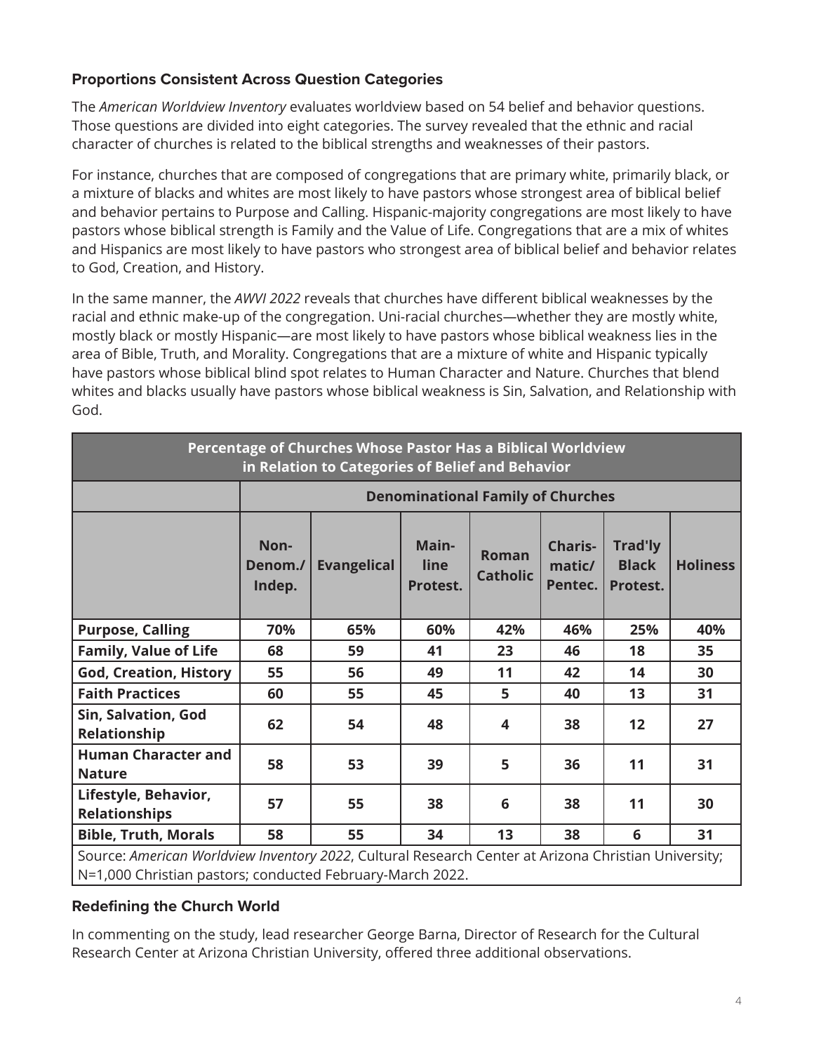### Proportions Consistent Across Question Categories

The *American Worldview Inventory* evaluates worldview based on 54 belief and behavior questions. Those questions are divided into eight categories. The survey revealed that the ethnic and racial character of churches is related to the biblical strengths and weaknesses of their pastors.

For instance, churches that are composed of congregations that are primary white, primarily black, or a mixture of blacks and whites are most likely to have pastors whose strongest area of biblical belief and behavior pertains to Purpose and Calling. Hispanic-majority congregations are most likely to have pastors whose biblical strength is Family and the Value of Life. Congregations that are a mix of whites and Hispanics are most likely to have pastors who strongest area of biblical belief and behavior relates to God, Creation, and History.

In the same manner, the *AWVI 2022* reveals that churches have different biblical weaknesses by the racial and ethnic make-up of the congregation. Uni-racial churches—whether they are mostly white, mostly black or mostly Hispanic—are most likely to have pastors whose biblical weakness lies in the area of Bible, Truth, and Morality. Congregations that are a mixture of white and Hispanic typically have pastors whose biblical blind spot relates to Human Character and Nature. Churches that blend whites and blacks usually have pastors whose biblical weakness is Sin, Salvation, and Relationship with God.

**Percentage of Churches Whose Pastor Has a Biblical Worldview in Relation to Categories of Belief and Behavior**

| | Denominational Family of Churches | | | | | | |
|---|---|---|---|---|---|---|---|
| | Non-Denom./ Indep. | Evangelical | Main-line Protest. | Roman Catholic | Charis-matic/ Pentec. | Trad'ly Black Protest. | Holiness |
| **Purpose, Calling** | 70% | 65% | 60% | 42% | 46% | 25% | 40% |
| **Family, Value of Life** | 68 | 59 | 41 | 23 | 46 | 18 | 35 |
| **God, Creation, History** | 55 | 56 | 49 | 11 | 42 | 14 | 30 |
| **Faith Practices** | 60 | 55 | 45 | 5 | 40 | 13 | 31 |
| **Sin, Salvation, God Relationship** | 62 | 54 | 48 | 4 | 38 | 12 | 27 |
| **Human Character and Nature** | 58 | 53 | 39 | 5 | 36 | 11 | 31 |
| **Lifestyle, Behavior, Relationships** | 57 | 55 | 38 | 6 | 38 | 11 | 30 |
| **Bible, Truth, Morals** | 58 | 55 | 34 | 13 | 38 | 6 | 31 |

Source: *American Worldview Inventory 2022*, Cultural Research Center at Arizona Christian University; N=1,000 Christian pastors; conducted February-March 2022.

### Redefining the Church World

In commenting on the study, lead researcher George Barna, Director of Research for the Cultural Research Center at Arizona Christian University, offered three additional observations.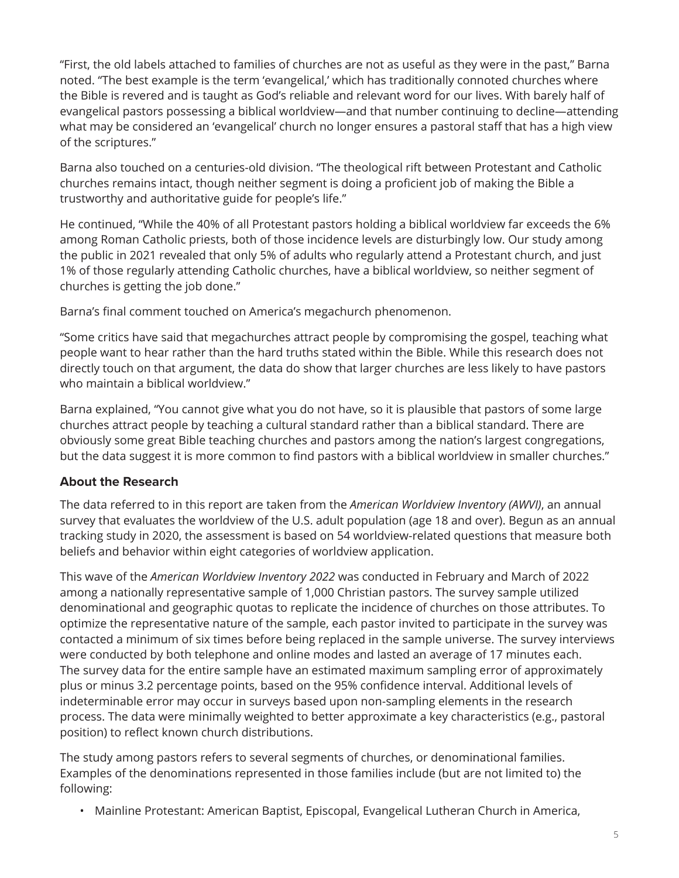"First, the old labels attached to families of churches are not as useful as they were in the past," Barna noted. "The best example is the term 'evangelical,' which has traditionally connoted churches where the Bible is revered and is taught as God's reliable and relevant word for our lives. With barely half of evangelical pastors possessing a biblical worldview—and that number continuing to decline—attending what may be considered an 'evangelical' church no longer ensures a pastoral staff that has a high view of the scriptures."

Barna also touched on a centuries-old division. "The theological rift between Protestant and Catholic churches remains intact, though neither segment is doing a proficient job of making the Bible a trustworthy and authoritative guide for people's life."

He continued, "While the 40% of all Protestant pastors holding a biblical worldview far exceeds the 6% among Roman Catholic priests, both of those incidence levels are disturbingly low. Our study among the public in 2021 revealed that only 5% of adults who regularly attend a Protestant church, and just 1% of those regularly attending Catholic churches, have a biblical worldview, so neither segment of churches is getting the job done."

Barna's final comment touched on America's megachurch phenomenon.

"Some critics have said that megachurches attract people by compromising the gospel, teaching what people want to hear rather than the hard truths stated within the Bible. While this research does not directly touch on that argument, the data do show that larger churches are less likely to have pastors who maintain a biblical worldview."

Barna explained, "You cannot give what you do not have, so it is plausible that pastors of some large churches attract people by teaching a cultural standard rather than a biblical standard. There are obviously some great Bible teaching churches and pastors among the nation's largest congregations, but the data suggest it is more common to find pastors with a biblical worldview in smaller churches."

### About the Research

The data referred to in this report are taken from the *American Worldview Inventory (AWVI)*, an annual survey that evaluates the worldview of the U.S. adult population (age 18 and over). Begun as an annual tracking study in 2020, the assessment is based on 54 worldview-related questions that measure both beliefs and behavior within eight categories of worldview application.

This wave of the *American Worldview Inventory 2022* was conducted in February and March of 2022 among a nationally representative sample of 1,000 Christian pastors. The survey sample utilized denominational and geographic quotas to replicate the incidence of churches on those attributes. To optimize the representative nature of the sample, each pastor invited to participate in the survey was contacted a minimum of six times before being replaced in the sample universe. The survey interviews were conducted by both telephone and online modes and lasted an average of 17 minutes each. The survey data for the entire sample have an estimated maximum sampling error of approximately plus or minus 3.2 percentage points, based on the 95% confidence interval. Additional levels of indeterminable error may occur in surveys based upon non-sampling elements in the research process. The data were minimally weighted to better approximate a key characteristics (e.g., pastoral position) to reflect known church distributions.

The study among pastors refers to several segments of churches, or denominational families. Examples of the denominations represented in those families include (but are not limited to) the following:

- Mainline Protestant: American Baptist, Episcopal, Evangelical Lutheran Church in America,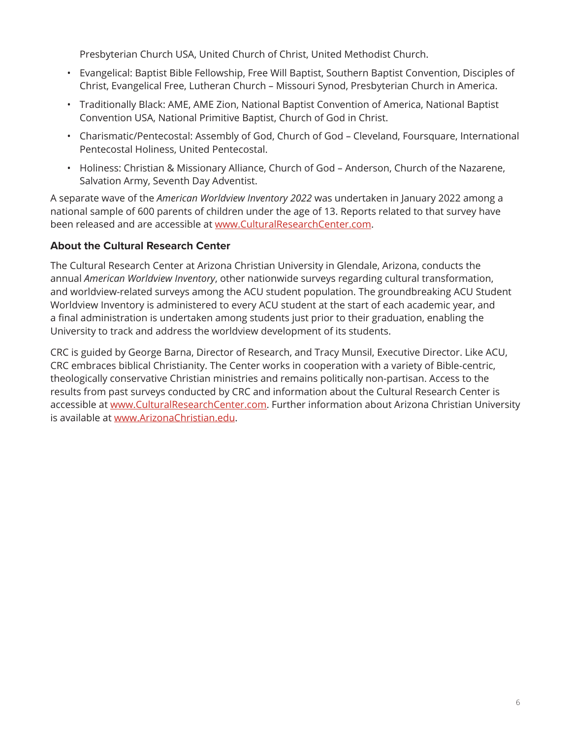Presbyterian Church USA, United Church of Christ, United Methodist Church.

- Evangelical: Baptist Bible Fellowship, Free Will Baptist, Southern Baptist Convention, Disciples of Christ, Evangelical Free, Lutheran Church – Missouri Synod, Presbyterian Church in America.
- Traditionally Black: AME, AME Zion, National Baptist Convention of America, National Baptist Convention USA, National Primitive Baptist, Church of God in Christ.
- Charismatic/Pentecostal: Assembly of God, Church of God – Cleveland, Foursquare, International Pentecostal Holiness, United Pentecostal.
- Holiness: Christian & Missionary Alliance, Church of God – Anderson, Church of the Nazarene, Salvation Army, Seventh Day Adventist.

A separate wave of the *American Worldview Inventory 2022* was undertaken in January 2022 among a national sample of 600 parents of children under the age of 13. Reports related to that survey have been released and are accessible at [www.CulturalResearchCenter.com](http://www.CulturalResearchCenter.com).

### About the Cultural Research Center

The Cultural Research Center at Arizona Christian University in Glendale, Arizona, conducts the annual *American Worldview Inventory*, other nationwide surveys regarding cultural transformation, and worldview-related surveys among the ACU student population. The groundbreaking ACU Student Worldview Inventory is administered to every ACU student at the start of each academic year, and a final administration is undertaken among students just prior to their graduation, enabling the University to track and address the worldview development of its students.

CRC is guided by George Barna, Director of Research, and Tracy Munsil, Executive Director. Like ACU, CRC embraces biblical Christianity. The Center works in cooperation with a variety of Bible-centric, theologically conservative Christian ministries and remains politically non-partisan. Access to the results from past surveys conducted by CRC and information about the Cultural Research Center is accessible at [www.CulturalResearchCenter.com](http://www.CulturalResearchCenter.com). Further information about Arizona Christian University is available at [www.ArizonaChristian.edu](http://www.ArizonaChristian.edu).